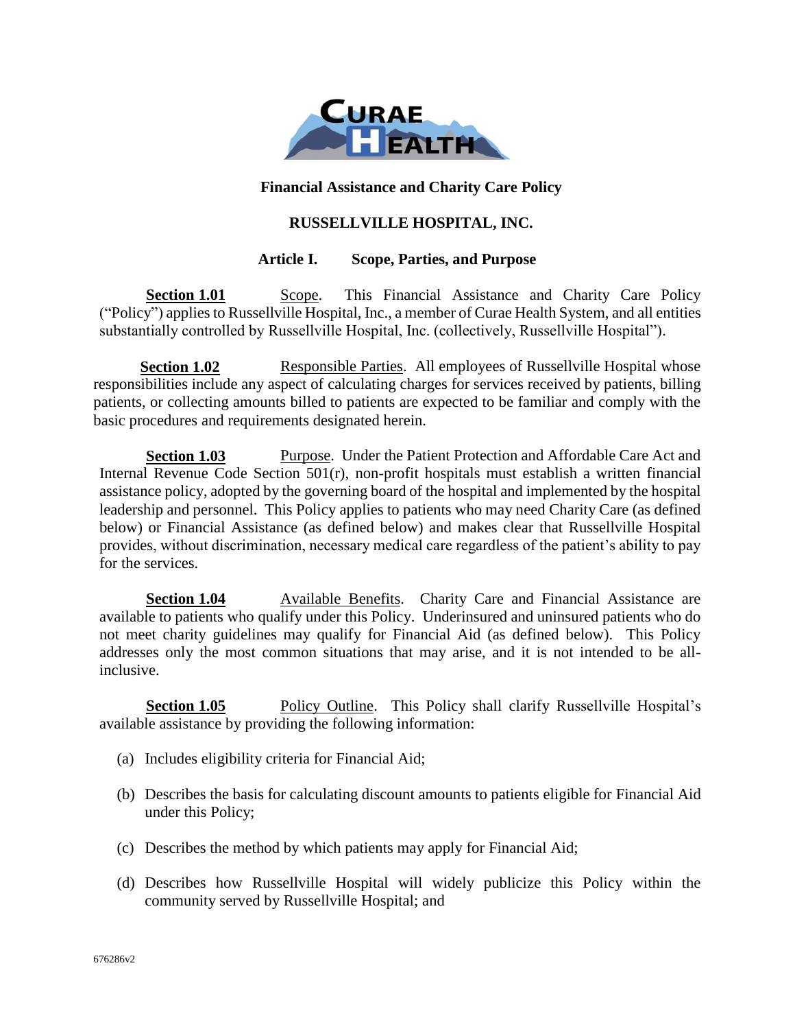# Financial Assistance and Charity Care Policy

## RUSSELLVILLE HOSPITAL, INC.

### Article I. Scope, Parties, and Purpose

**Section 1.01** Scope. This Financial Assistance and Charity Care Policy ("Policy") applies to Russellville Hospital, Inc., a member of Curae Health System, and all entities substantially controlled by Russellville Hospital, Inc. (collectively, Russellville Hospital").

**Section 1.02** Responsible Parties. All employees of Russellville Hospital whose responsibilities include any aspect of calculating charges for services received by patients, billing patients, or collecting amounts billed to patients are expected to be familiar and comply with the basic procedures and requirements designated herein.

**Section 1.03** Purpose. Under the Patient Protection and Affordable Care Act and Internal Revenue Code Section 501(r), non-profit hospitals must establish a written financial assistance policy, adopted by the governing board of the hospital and implemented by the hospital leadership and personnel. This Policy applies to patients who may need Charity Care (as defined below) or Financial Assistance (as defined below) and makes clear that Russellville Hospital provides, without discrimination, necessary medical care regardless of the patient's ability to pay for the services.

**Section 1.04** Available Benefits. Charity Care and Financial Assistance are available to patients who qualify under this Policy. Underinsured and uninsured patients who do not meet charity guidelines may qualify for Financial Aid (as defined below). This Policy addresses only the most common situations that may arise, and it is not intended to be all-inclusive.

**Section 1.05** Policy Outline. This Policy shall clarify Russellville Hospital's available assistance by providing the following information:

(a) Includes eligibility criteria for Financial Aid;

(b) Describes the basis for calculating discount amounts to patients eligible for Financial Aid under this Policy;

(c) Describes the method by which patients may apply for Financial Aid;

(d) Describes how Russellville Hospital will widely publicize this Policy within the community served by Russellville Hospital; and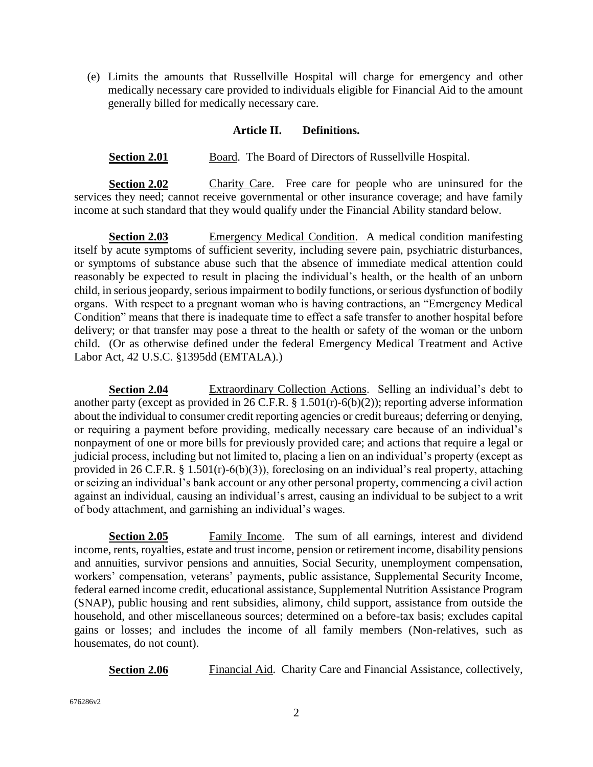(e) Limits the amounts that Russellville Hospital will charge for emergency and other medically necessary care provided to individuals eligible for Financial Aid to the amount generally billed for medically necessary care.

## Article II. Definitions.

**Section 2.01** Board. The Board of Directors of Russellville Hospital.

**Section 2.02** Charity Care. Free care for people who are uninsured for the services they need; cannot receive governmental or other insurance coverage; and have family income at such standard that they would qualify under the Financial Ability standard below.

**Section 2.03** Emergency Medical Condition. A medical condition manifesting itself by acute symptoms of sufficient severity, including severe pain, psychiatric disturbances, or symptoms of substance abuse such that the absence of immediate medical attention could reasonably be expected to result in placing the individual's health, or the health of an unborn child, in serious jeopardy, serious impairment to bodily functions, or serious dysfunction of bodily organs. With respect to a pregnant woman who is having contractions, an "Emergency Medical Condition" means that there is inadequate time to effect a safe transfer to another hospital before delivery; or that transfer may pose a threat to the health or safety of the woman or the unborn child. (Or as otherwise defined under the federal Emergency Medical Treatment and Active Labor Act, 42 U.S.C. §1395dd (EMTALA).)

**Section 2.04** Extraordinary Collection Actions. Selling an individual's debt to another party (except as provided in 26 C.F.R. § 1.501(r)-6(b)(2)); reporting adverse information about the individual to consumer credit reporting agencies or credit bureaus; deferring or denying, or requiring a payment before providing, medically necessary care because of an individual's nonpayment of one or more bills for previously provided care; and actions that require a legal or judicial process, including but not limited to, placing a lien on an individual's property (except as provided in 26 C.F.R. § 1.501(r)-6(b)(3)), foreclosing on an individual's real property, attaching or seizing an individual's bank account or any other personal property, commencing a civil action against an individual, causing an individual's arrest, causing an individual to be subject to a writ of body attachment, and garnishing an individual's wages.

**Section 2.05** Family Income. The sum of all earnings, interest and dividend income, rents, royalties, estate and trust income, pension or retirement income, disability pensions and annuities, survivor pensions and annuities, Social Security, unemployment compensation, workers' compensation, veterans' payments, public assistance, Supplemental Security Income, federal earned income credit, educational assistance, Supplemental Nutrition Assistance Program (SNAP), public housing and rent subsidies, alimony, child support, assistance from outside the household, and other miscellaneous sources; determined on a before-tax basis; excludes capital gains or losses; and includes the income of all family members (Non-relatives, such as housemates, do not count).

**Section 2.06** Financial Aid. Charity Care and Financial Assistance, collectively,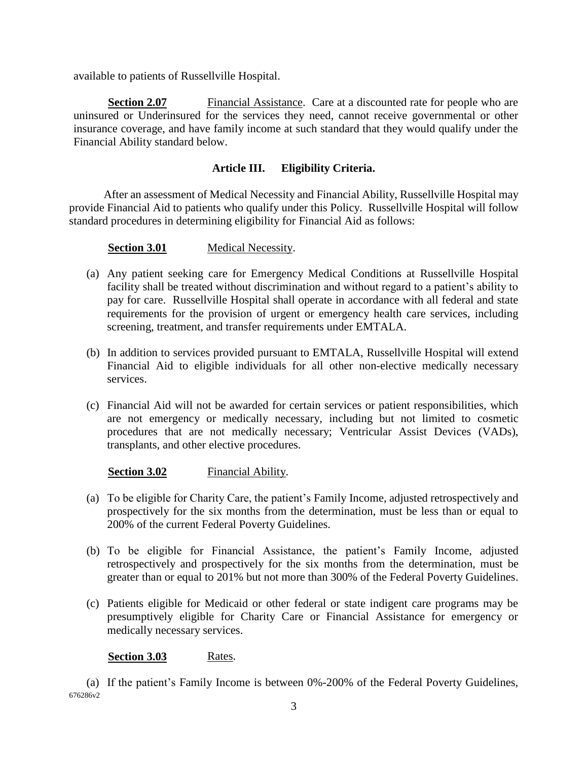available to patients of Russellville Hospital.

**Section 2.07** Financial Assistance. Care at a discounted rate for people who are uninsured or Underinsured for the services they need, cannot receive governmental or other insurance coverage, and have family income at such standard that they would qualify under the Financial Ability standard below.

## Article III. Eligibility Criteria.

After an assessment of Medical Necessity and Financial Ability, Russellville Hospital may provide Financial Aid to patients who qualify under this Policy. Russellville Hospital will follow standard procedures in determining eligibility for Financial Aid as follows:

**Section 3.01** Medical Necessity.

(a) Any patient seeking care for Emergency Medical Conditions at Russellville Hospital facility shall be treated without discrimination and without regard to a patient's ability to pay for care. Russellville Hospital shall operate in accordance with all federal and state requirements for the provision of urgent or emergency health care services, including screening, treatment, and transfer requirements under EMTALA.

(b) In addition to services provided pursuant to EMTALA, Russellville Hospital will extend Financial Aid to eligible individuals for all other non-elective medically necessary services.

(c) Financial Aid will not be awarded for certain services or patient responsibilities, which are not emergency or medically necessary, including but not limited to cosmetic procedures that are not medically necessary; Ventricular Assist Devices (VADs), transplants, and other elective procedures.

**Section 3.02** Financial Ability.

(a) To be eligible for Charity Care, the patient's Family Income, adjusted retrospectively and prospectively for the six months from the determination, must be less than or equal to 200% of the current Federal Poverty Guidelines.

(b) To be eligible for Financial Assistance, the patient's Family Income, adjusted retrospectively and prospectively for the six months from the determination, must be greater than or equal to 201% but not more than 300% of the Federal Poverty Guidelines.

(c) Patients eligible for Medicaid or other federal or state indigent care programs may be presumptively eligible for Charity Care or Financial Assistance for emergency or medically necessary services.

**Section 3.03** Rates.

(a) If the patient's Family Income is between 0%-200% of the Federal Poverty Guidelines,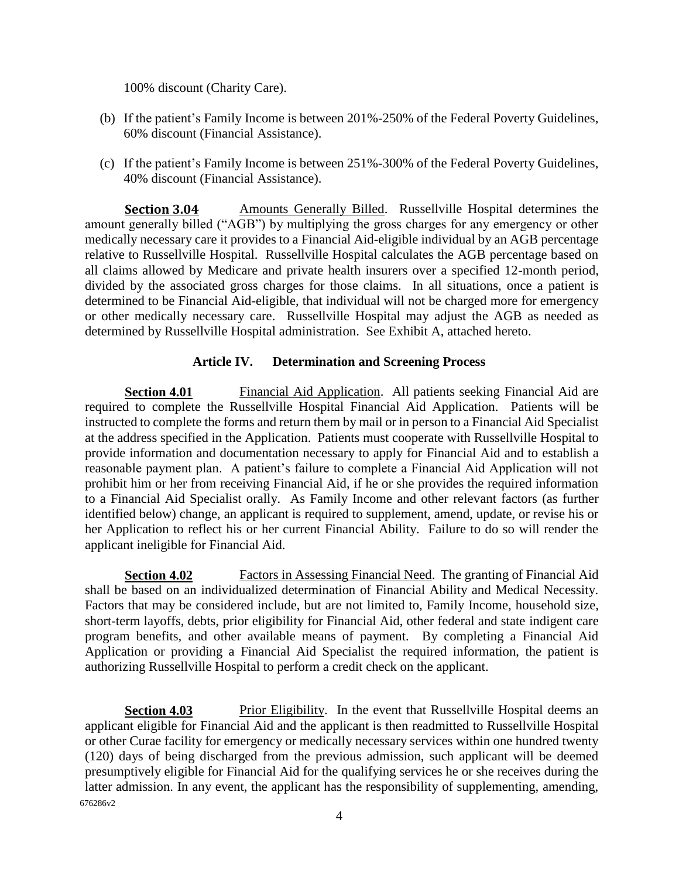100% discount (Charity Care).

(b) If the patient's Family Income is between 201%-250% of the Federal Poverty Guidelines, 60% discount (Financial Assistance).

(c) If the patient's Family Income is between 251%-300% of the Federal Poverty Guidelines, 40% discount (Financial Assistance).

**Section 3.04** Amounts Generally Billed. Russellville Hospital determines the amount generally billed ("AGB") by multiplying the gross charges for any emergency or other medically necessary care it provides to a Financial Aid-eligible individual by an AGB percentage relative to Russellville Hospital. Russellville Hospital calculates the AGB percentage based on all claims allowed by Medicare and private health insurers over a specified 12-month period, divided by the associated gross charges for those claims. In all situations, once a patient is determined to be Financial Aid-eligible, that individual will not be charged more for emergency or other medically necessary care. Russellville Hospital may adjust the AGB as needed as determined by Russellville Hospital administration. See Exhibit A, attached hereto.

## Article IV. Determination and Screening Process

**Section 4.01** Financial Aid Application. All patients seeking Financial Aid are required to complete the Russellville Hospital Financial Aid Application. Patients will be instructed to complete the forms and return them by mail or in person to a Financial Aid Specialist at the address specified in the Application. Patients must cooperate with Russellville Hospital to provide information and documentation necessary to apply for Financial Aid and to establish a reasonable payment plan. A patient's failure to complete a Financial Aid Application will not prohibit him or her from receiving Financial Aid, if he or she provides the required information to a Financial Aid Specialist orally. As Family Income and other relevant factors (as further identified below) change, an applicant is required to supplement, amend, update, or revise his or her Application to reflect his or her current Financial Ability. Failure to do so will render the applicant ineligible for Financial Aid.

**Section 4.02** Factors in Assessing Financial Need. The granting of Financial Aid shall be based on an individualized determination of Financial Ability and Medical Necessity. Factors that may be considered include, but are not limited to, Family Income, household size, short-term layoffs, debts, prior eligibility for Financial Aid, other federal and state indigent care program benefits, and other available means of payment. By completing a Financial Aid Application or providing a Financial Aid Specialist the required information, the patient is authorizing Russellville Hospital to perform a credit check on the applicant.

**Section 4.03** Prior Eligibility. In the event that Russellville Hospital deems an applicant eligible for Financial Aid and the applicant is then readmitted to Russellville Hospital or other Curae facility for emergency or medically necessary services within one hundred twenty (120) days of being discharged from the previous admission, such applicant will be deemed presumptively eligible for Financial Aid for the qualifying services he or she receives during the latter admission. In any event, the applicant has the responsibility of supplementing, amending,

676286v2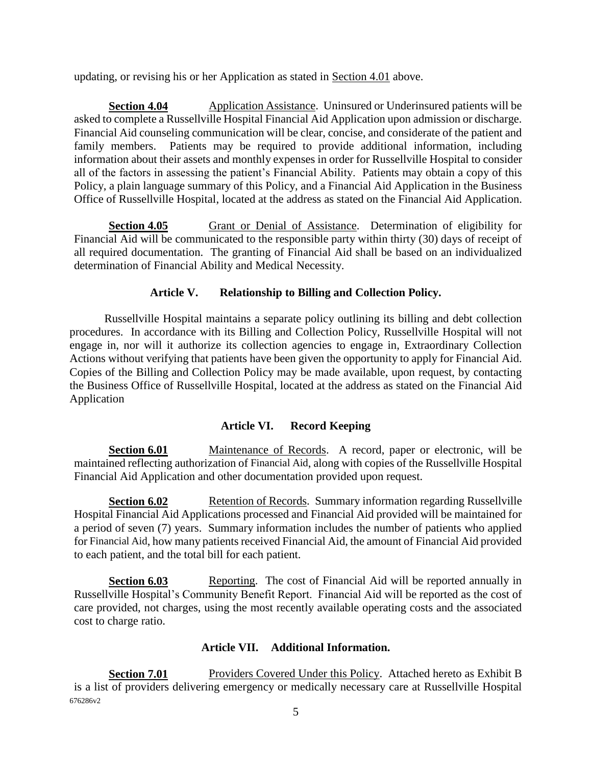updating, or revising his or her Application as stated in Section 4.01 above.

**Section 4.04** Application Assistance. Uninsured or Underinsured patients will be asked to complete a Russellville Hospital Financial Aid Application upon admission or discharge. Financial Aid counseling communication will be clear, concise, and considerate of the patient and family members. Patients may be required to provide additional information, including information about their assets and monthly expenses in order for Russellville Hospital to consider all of the factors in assessing the patient's Financial Ability. Patients may obtain a copy of this Policy, a plain language summary of this Policy, and a Financial Aid Application in the Business Office of Russellville Hospital, located at the address as stated on the Financial Aid Application.

**Section 4.05** Grant or Denial of Assistance. Determination of eligibility for Financial Aid will be communicated to the responsible party within thirty (30) days of receipt of all required documentation. The granting of Financial Aid shall be based on an individualized determination of Financial Ability and Medical Necessity.

## Article V. Relationship to Billing and Collection Policy.

Russellville Hospital maintains a separate policy outlining its billing and debt collection procedures. In accordance with its Billing and Collection Policy, Russellville Hospital will not engage in, nor will it authorize its collection agencies to engage in, Extraordinary Collection Actions without verifying that patients have been given the opportunity to apply for Financial Aid. Copies of the Billing and Collection Policy may be made available, upon request, by contacting the Business Office of Russellville Hospital, located at the address as stated on the Financial Aid Application

## Article VI. Record Keeping

**Section 6.01** Maintenance of Records. A record, paper or electronic, will be maintained reflecting authorization of Financial Aid, along with copies of the Russellville Hospital Financial Aid Application and other documentation provided upon request.

**Section 6.02** Retention of Records. Summary information regarding Russellville Hospital Financial Aid Applications processed and Financial Aid provided will be maintained for a period of seven (7) years. Summary information includes the number of patients who applied for Financial Aid, how many patients received Financial Aid, the amount of Financial Aid provided to each patient, and the total bill for each patient.

**Section 6.03** Reporting. The cost of Financial Aid will be reported annually in Russellville Hospital's Community Benefit Report. Financial Aid will be reported as the cost of care provided, not charges, using the most recently available operating costs and the associated cost to charge ratio.

## Article VII. Additional Information.

**Section 7.01** Providers Covered Under this Policy. Attached hereto as Exhibit B is a list of providers delivering emergency or medically necessary care at Russellville Hospital

676286v2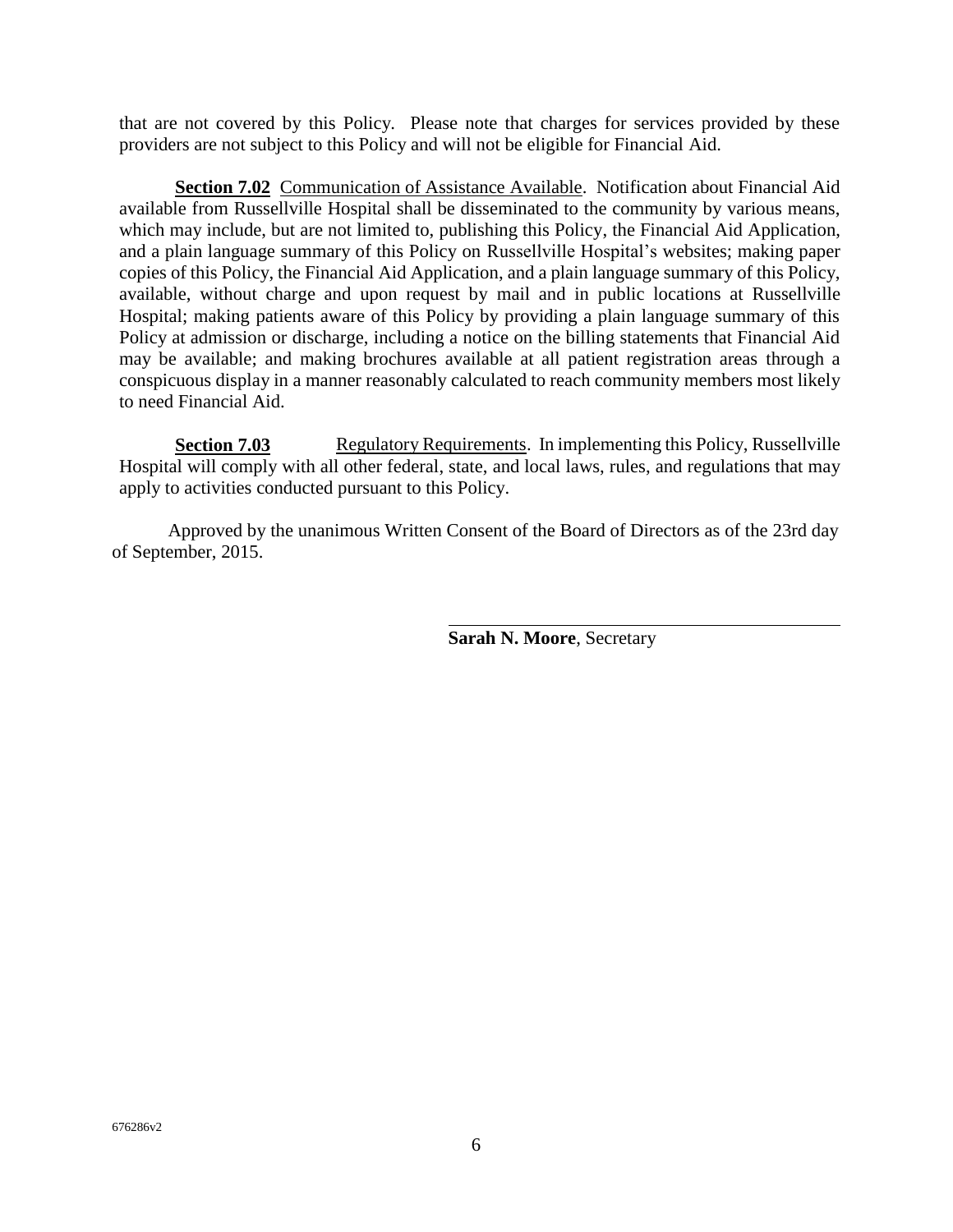that are not covered by this Policy. Please note that charges for services provided by these providers are not subject to this Policy and will not be eligible for Financial Aid.

**Section 7.02** Communication of Assistance Available. Notification about Financial Aid available from Russellville Hospital shall be disseminated to the community by various means, which may include, but are not limited to, publishing this Policy, the Financial Aid Application, and a plain language summary of this Policy on Russellville Hospital's websites; making paper copies of this Policy, the Financial Aid Application, and a plain language summary of this Policy, available, without charge and upon request by mail and in public locations at Russellville Hospital; making patients aware of this Policy by providing a plain language summary of this Policy at admission or discharge, including a notice on the billing statements that Financial Aid may be available; and making brochures available at all patient registration areas through a conspicuous display in a manner reasonably calculated to reach community members most likely to need Financial Aid.

**Section 7.03** Regulatory Requirements. In implementing this Policy, Russellville Hospital will comply with all other federal, state, and local laws, rules, and regulations that may apply to activities conducted pursuant to this Policy.

Approved by the unanimous Written Consent of the Board of Directors as of the 23rd day of September, 2015.

**Sarah N. Moore**, Secretary

676286v2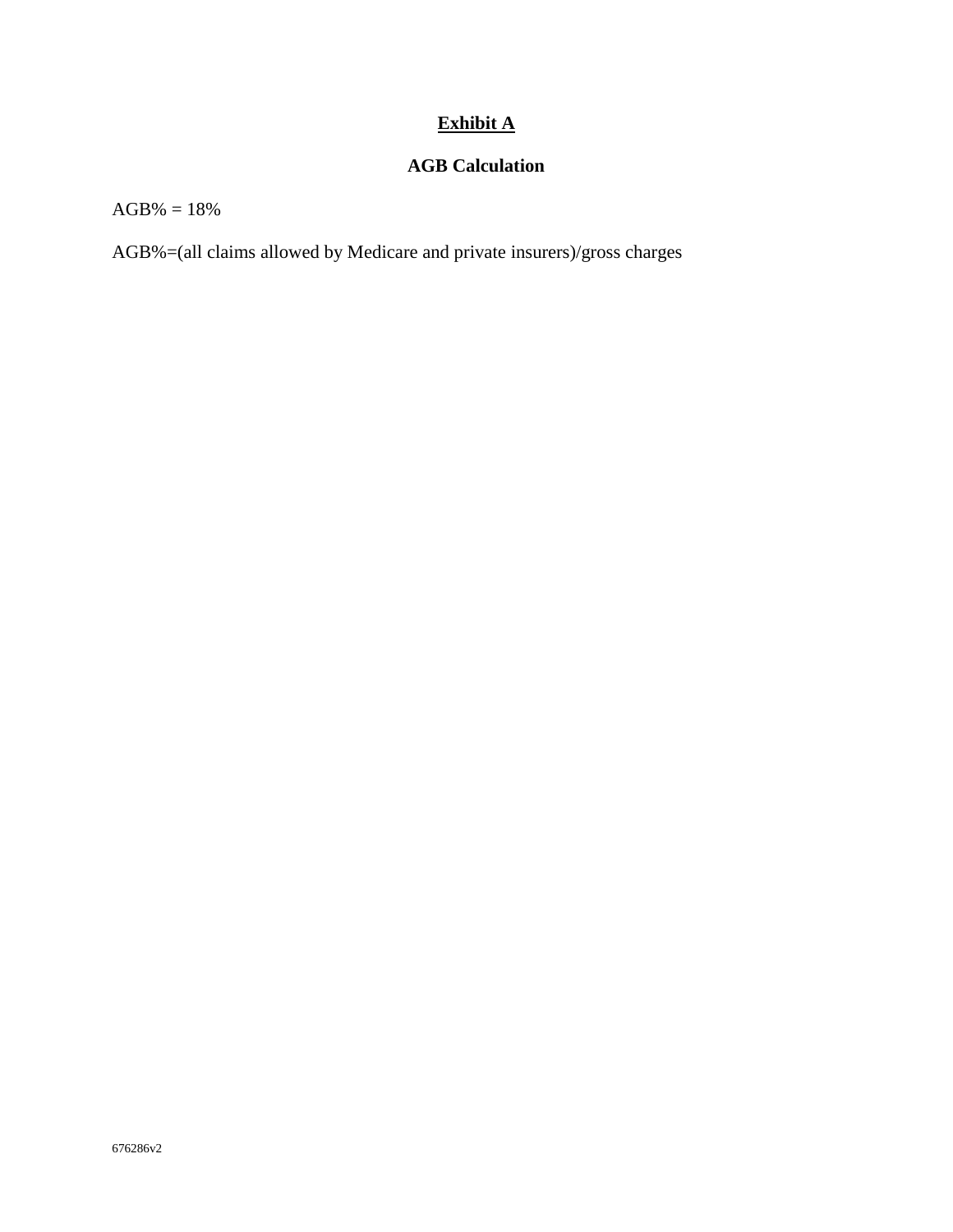# Exhibit A

## AGB Calculation

AGB% = 18%

AGB%=(all claims allowed by Medicare and private insurers)/gross charges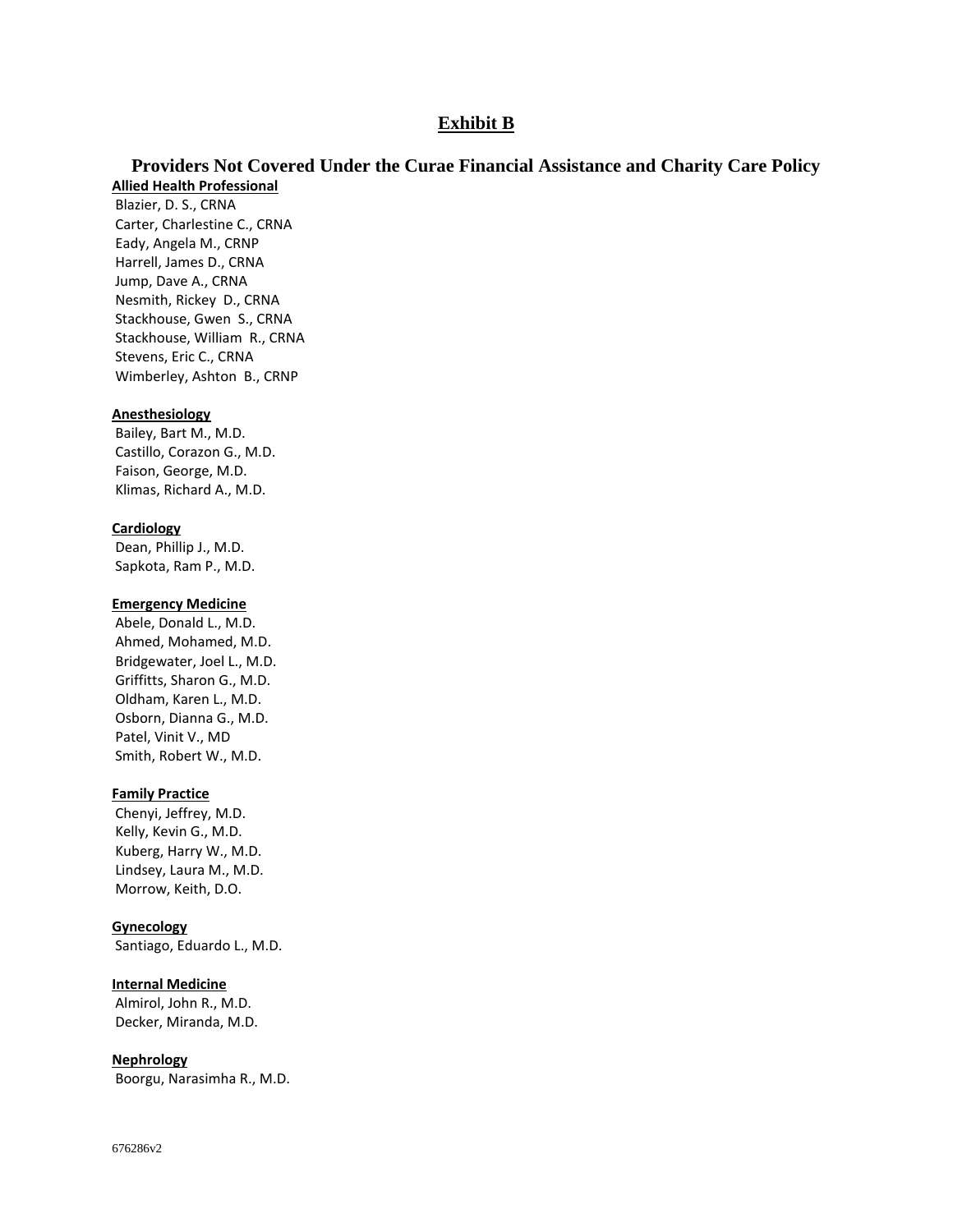# Exhibit B

## Providers Not Covered Under the Curae Financial Assistance and Charity Care Policy

**Allied Health Professional**

Blazier, D. S., CRNA
Carter, Charlestine C., CRNA
Eady, Angela M., CRNP
Harrell, James D., CRNA
Jump, Dave A., CRNA
Nesmith, Rickey D., CRNA
Stackhouse, Gwen S., CRNA
Stackhouse, William R., CRNA
Stevens, Eric C., CRNA
Wimberley, Ashton B., CRNP

**Anesthesiology**

Bailey, Bart M., M.D.
Castillo, Corazon G., M.D.
Faison, George, M.D.
Klimas, Richard A., M.D.

**Cardiology**

Dean, Phillip J., M.D.
Sapkota, Ram P., M.D.

**Emergency Medicine**

Abele, Donald L., M.D.
Ahmed, Mohamed, M.D.
Bridgewater, Joel L., M.D.
Griffitts, Sharon G., M.D.
Oldham, Karen L., M.D.
Osborn, Dianna G., M.D.
Patel, Vinit V., MD
Smith, Robert W., M.D.

**Family Practice**

Chenyi, Jeffrey, M.D.
Kelly, Kevin G., M.D.
Kuberg, Harry W., M.D.
Lindsey, Laura M., M.D.
Morrow, Keith, D.O.

**Gynecology**

Santiago, Eduardo L., M.D.

**Internal Medicine**

Almirol, John R., M.D.
Decker, Miranda, M.D.

**Nephrology**

Boorgu, Narasimha R., M.D.

676286v2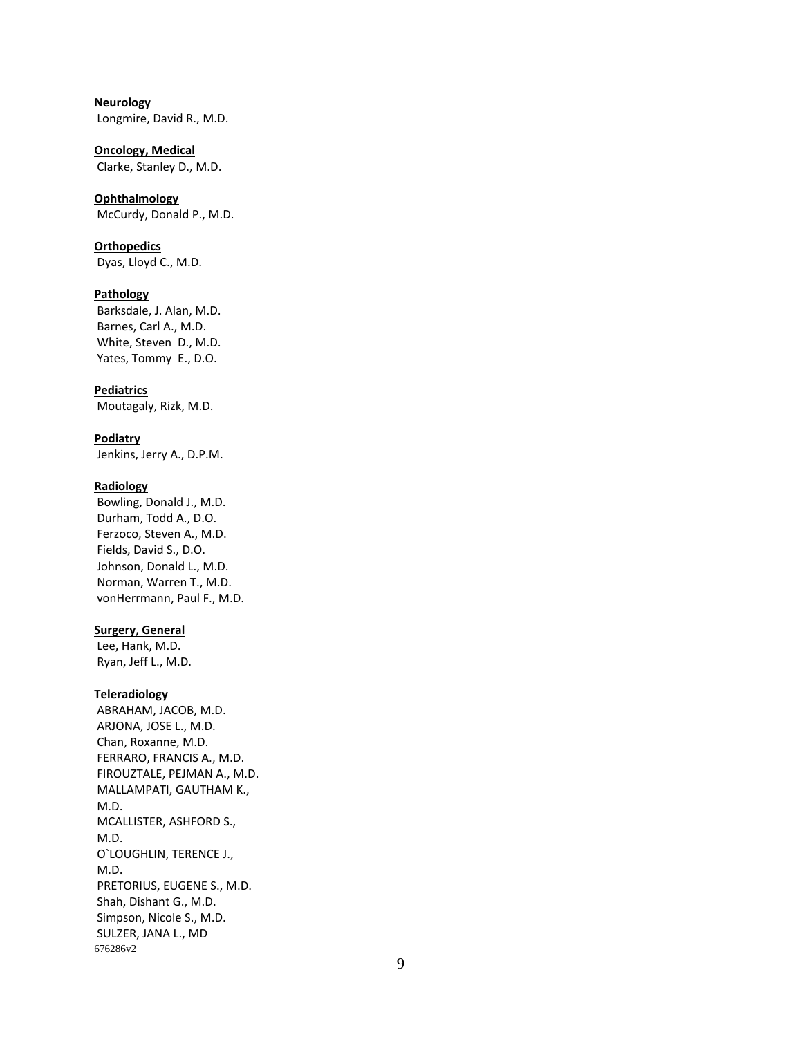**Neurology**

Longmire, David R., M.D.

**Oncology, Medical**

Clarke, Stanley D., M.D.

**Ophthalmology**

McCurdy, Donald P., M.D.

**Orthopedics**

Dyas, Lloyd C., M.D.

**Pathology**

Barksdale, J. Alan, M.D.
Barnes, Carl A., M.D.
White, Steven D., M.D.
Yates, Tommy E., D.O.

**Pediatrics**

Moutagaly, Rizk, M.D.

**Podiatry**

Jenkins, Jerry A., D.P.M.

**Radiology**

Bowling, Donald J., M.D.
Durham, Todd A., D.O.
Ferzoco, Steven A., M.D.
Fields, David S., D.O.
Johnson, Donald L., M.D.
Norman, Warren T., M.D.
vonHerrmann, Paul F., M.D.

**Surgery, General**

Lee, Hank, M.D.
Ryan, Jeff L., M.D.

**Teleradiology**

ABRAHAM, JACOB, M.D.
ARJONA, JOSE L., M.D.
Chan, Roxanne, M.D.
FERRARO, FRANCIS A., M.D.
FIROUZTALE, PEJMAN A., M.D.
MALLAMPATI, GAUTHAM K., M.D.
MCALLISTER, ASHFORD S., M.D.
O`LOUGHLIN, TERENCE J., M.D.
PRETORIUS, EUGENE S., M.D.
Shah, Dishant G., M.D.
Simpson, Nicole S., M.D.
SULZER, JANA L., MD

676286v2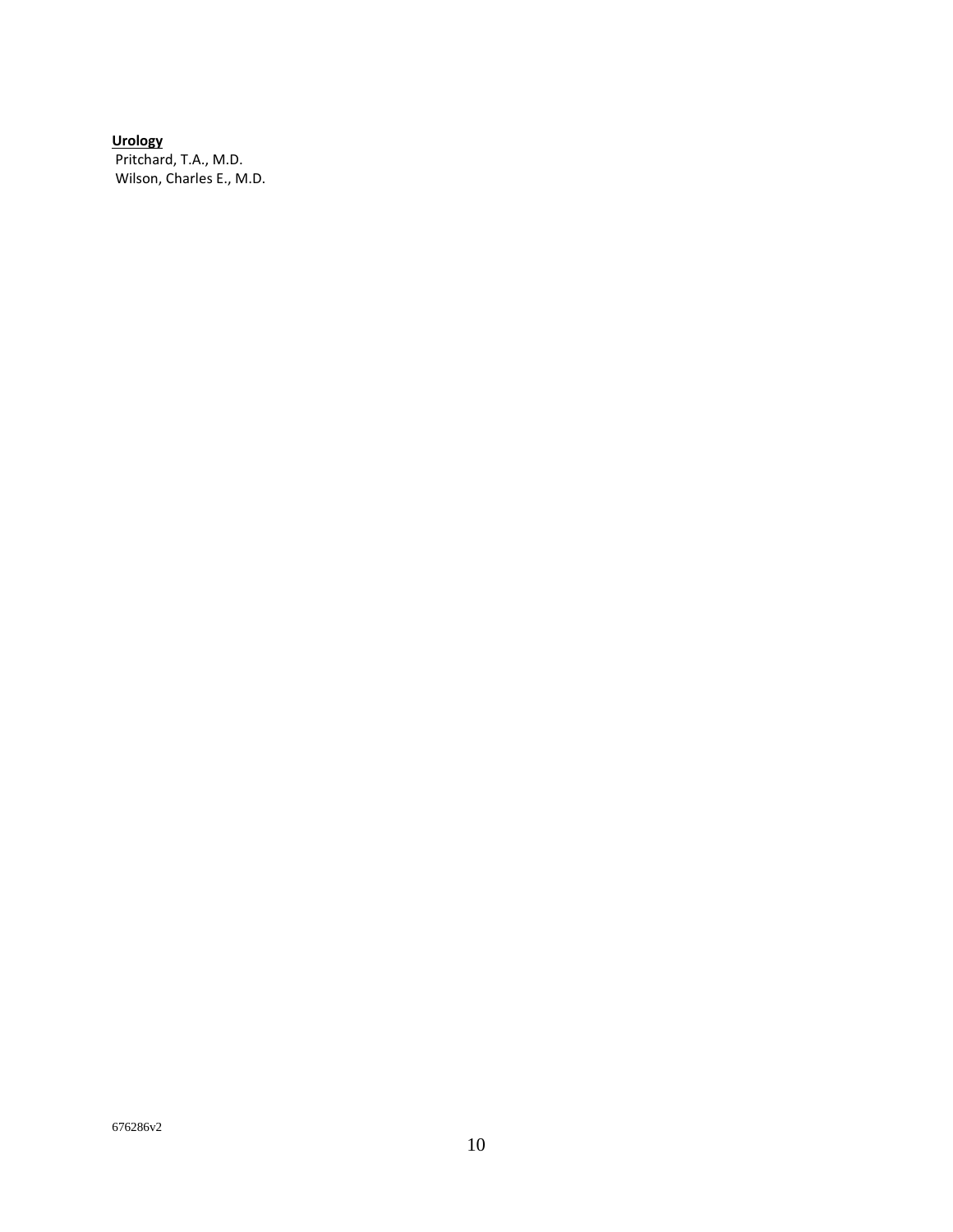**Urology**

Pritchard, T.A., M.D.
Wilson, Charles E., M.D.

676286v2